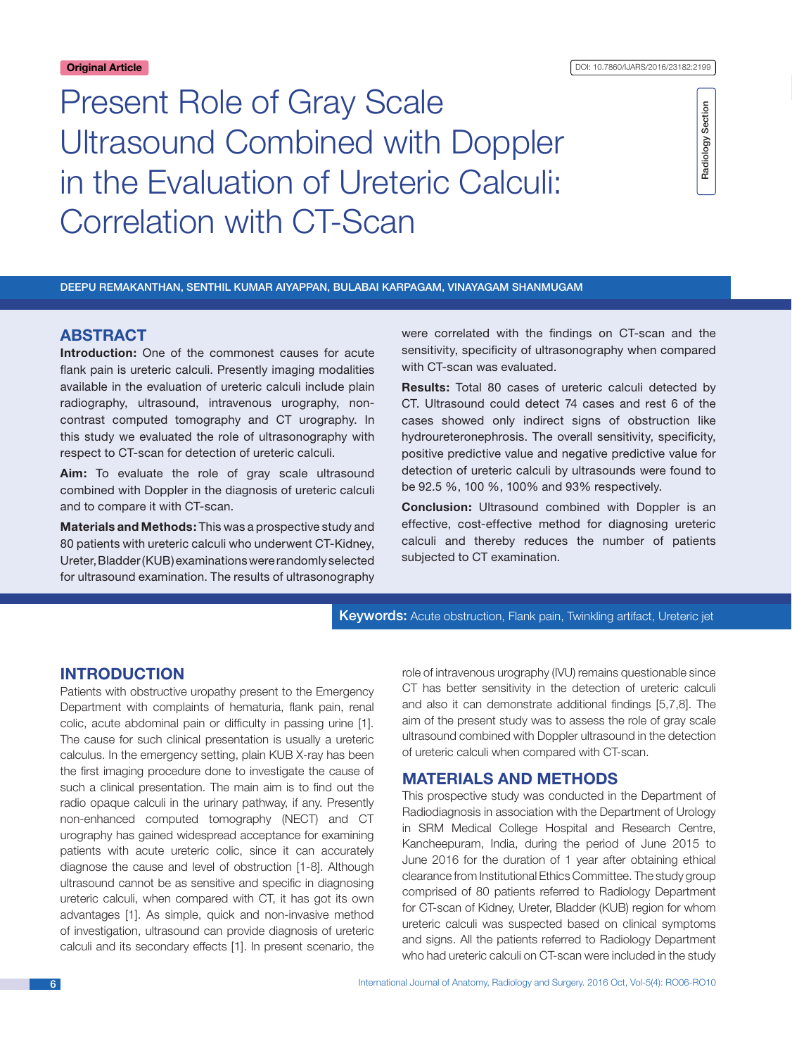Original Article

DOI: 10.7860/IJARS/2016/23182:2199

Radiology Section

# Present Role of Gray Scale Ultrasound Combined with Doppler in the Evaluation of Ureteric Calculi: Correlation with CT-Scan

DEEPU REMAKANTHAN, SENTHIL KUMAR AIYAPPAN, BULABAI KARPAGAM, VINAYAGAM SHANMUGAM

## ABSTRACT

**Introduction:** One of the commonest causes for acute flank pain is ureteric calculi. Presently imaging modalities available in the evaluation of ureteric calculi include plain radiography, ultrasound, intravenous urography, non-contrast computed tomography and CT urography. In this study we evaluated the role of ultrasonography with respect to CT-scan for detection of ureteric calculi.

**Aim:** To evaluate the role of gray scale ultrasound combined with Doppler in the diagnosis of ureteric calculi and to compare it with CT-scan.

**Materials and Methods:** This was a prospective study and 80 patients with ureteric calculi who underwent CT-Kidney, Ureter, Bladder (KUB) examinations were randomly selected for ultrasound examination. The results of ultrasonography were correlated with the findings on CT-scan and the sensitivity, specificity of ultrasonography when compared with CT-scan was evaluated.

**Results:** Total 80 cases of ureteric calculi detected by CT. Ultrasound could detect 74 cases and rest 6 of the cases showed only indirect signs of obstruction like hydroureteronephrosis. The overall sensitivity, specificity, positive predictive value and negative predictive value for detection of ureteric calculi by ultrasounds were found to be 92.5 %, 100 %, 100% and 93% respectively.

**Conclusion:** Ultrasound combined with Doppler is an effective, cost-effective method for diagnosing ureteric calculi and thereby reduces the number of patients subjected to CT examination.

**Keywords:** Acute obstruction, Flank pain, Twinkling artifact, Ureteric jet

## INTRODUCTION

Patients with obstructive uropathy present to the Emergency Department with complaints of hematuria, flank pain, renal colic, acute abdominal pain or difficulty in passing urine [1]. The cause for such clinical presentation is usually a ureteric calculus. In the emergency setting, plain KUB X-ray has been the first imaging procedure done to investigate the cause of such a clinical presentation. The main aim is to find out the radio opaque calculi in the urinary pathway, if any. Presently non-enhanced computed tomography (NECT) and CT urography has gained widespread acceptance for examining patients with acute ureteric colic, since it can accurately diagnose the cause and level of obstruction [1-8]. Although ultrasound cannot be as sensitive and specific in diagnosing ureteric calculi, when compared with CT, it has got its own advantages [1]. As simple, quick and non-invasive method of investigation, ultrasound can provide diagnosis of ureteric calculi and its secondary effects [1]. In present scenario, the role of intravenous urography (IVU) remains questionable since CT has better sensitivity in the detection of ureteric calculi and also it can demonstrate additional findings [5,7,8]. The aim of the present study was to assess the role of gray scale ultrasound combined with Doppler ultrasound in the detection of ureteric calculi when compared with CT-scan.

## MATERIALS AND METHODS

This prospective study was conducted in the Department of Radiodiagnosis in association with the Department of Urology in SRM Medical College Hospital and Research Centre, Kancheepuram, India, during the period of June 2015 to June 2016 for the duration of 1 year after obtaining ethical clearance from Institutional Ethics Committee. The study group comprised of 80 patients referred to Radiology Department for CT-scan of Kidney, Ureter, Bladder (KUB) region for whom ureteric calculi was suspected based on clinical symptoms and signs. All the patients referred to Radiology Department who had ureteric calculi on CT-scan were included in the study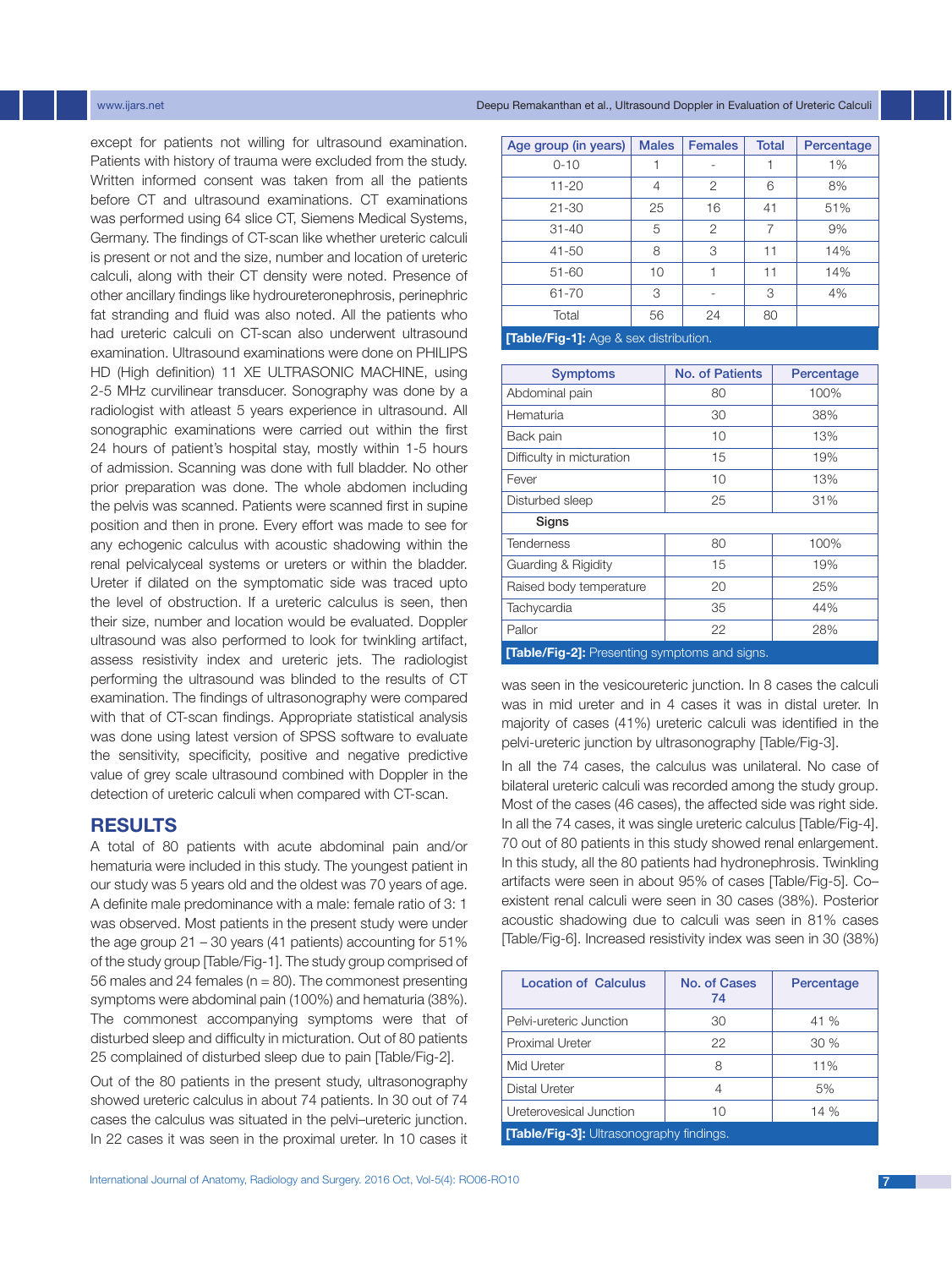except for patients not willing for ultrasound examination. Patients with history of trauma were excluded from the study. Written informed consent was taken from all the patients before CT and ultrasound examinations. CT examinations was performed using 64 slice CT, Siemens Medical Systems, Germany. The findings of CT-scan like whether ureteric calculi is present or not and the size, number and location of ureteric calculi, along with their CT density were noted. Presence of other ancillary findings like hydroureteronephrosis, perinephric fat stranding and fluid was also noted. All the patients who had ureteric calculi on CT-scan also underwent ultrasound examination. Ultrasound examinations were done on PHILIPS HD (High definition) 11 XE ULTRASONIC MACHINE, using 2-5 MHz curvilinear transducer. Sonography was done by a radiologist with atleast 5 years experience in ultrasound. All sonographic examinations were carried out within the first 24 hours of patient's hospital stay, mostly within 1-5 hours of admission. Scanning was done with full bladder. No other prior preparation was done. The whole abdomen including the pelvis was scanned. Patients were scanned first in supine position and then in prone. Every effort was made to see for any echogenic calculus with acoustic shadowing within the renal pelvicalyceal systems or ureters or within the bladder. Ureter if dilated on the symptomatic side was traced upto the level of obstruction. If a ureteric calculus is seen, then their size, number and location would be evaluated. Doppler ultrasound was also performed to look for twinkling artifact, assess resistivity index and ureteric jets. The radiologist performing the ultrasound was blinded to the results of CT examination. The findings of ultrasonography were compared with that of CT-scan findings. Appropriate statistical analysis was done using latest version of SPSS software to evaluate the sensitivity, specificity, positive and negative predictive value of grey scale ultrasound combined with Doppler in the detection of ureteric calculi when compared with CT-scan.

## RESULTS

A total of 80 patients with acute abdominal pain and/or hematuria were included in this study. The youngest patient in our study was 5 years old and the oldest was 70 years of age. A definite male predominance with a male: female ratio of 3: 1 was observed. Most patients in the present study were under the age group 21 – 30 years (41 patients) accounting for 51% of the study group [Table/Fig-1]. The study group comprised of 56 males and 24 females (n = 80). The commonest presenting symptoms were abdominal pain (100%) and hematuria (38%). The commonest accompanying symptoms were that of disturbed sleep and difficulty in micturation. Out of 80 patients 25 complained of disturbed sleep due to pain [Table/Fig-2].

Out of the 80 patients in the present study, ultrasonography showed ureteric calculus in about 74 patients. In 30 out of 74 cases the calculus was situated in the pelvi–ureteric junction. In 22 cases it was seen in the proximal ureter. In 10 cases it was seen in the vesicoureteric junction. In 8 cases the calculi was in mid ureter and in 4 cases it was in distal ureter. In majority of cases (41%) ureteric calculi was identified in the pelvi-ureteric junction by ultrasonography [Table/Fig-3].

In all the 74 cases, the calculus was unilateral. No case of bilateral ureteric calculi was recorded among the study group. Most of the cases (46 cases), the affected side was right side. In all the 74 cases, it was single ureteric calculus [Table/Fig-4]. 70 out of 80 patients in this study showed renal enlargement. In this study, all the 80 patients had hydronephrosis. Twinkling artifacts were seen in about 95% of cases [Table/Fig-5]. Co–existent renal calculi were seen in 30 cases (38%). Posterior acoustic shadowing due to calculi was seen in 81% cases [Table/Fig-6]. Increased resistivity index was seen in 30 (38%)

| Age group (in years) | Males | Females | Total | Percentage |
|---|---|---|---|---|
| 0-10 | 1 | - | 1 | 1% |
| 11-20 | 4 | 2 | 6 | 8% |
| 21-30 | 25 | 16 | 41 | 51% |
| 31-40 | 5 | 2 | 7 | 9% |
| 41-50 | 8 | 3 | 11 | 14% |
| 51-60 | 10 | 1 | 11 | 14% |
| 61-70 | 3 | - | 3 | 4% |
| Total | 56 | 24 | 80 | |

**[Table/Fig-1]:** Age & sex distribution.

| Symptoms | No. of Patients | Percentage |
|---|---|---|
| Abdominal pain | 80 | 100% |
| Hematuria | 30 | 38% |
| Back pain | 10 | 13% |
| Difficulty in micturation | 15 | 19% |
| Fever | 10 | 13% |
| Disturbed sleep | 25 | 31% |
| **Signs** | | |
| Tenderness | 80 | 100% |
| Guarding & Rigidity | 15 | 19% |
| Raised body temperature | 20 | 25% |
| Tachycardia | 35 | 44% |
| Pallor | 22 | 28% |

**[Table/Fig-2]:** Presenting symptoms and signs.

| Location of Calculus | No. of Cases 74 | Percentage |
|---|---|---|
| Pelvi-ureteric Junction | 30 | 41 % |
| Proximal Ureter | 22 | 30 % |
| Mid Ureter | 8 | 11% |
| Distal Ureter | 4 | 5% |
| Ureterovesical Junction | 10 | 14 % |

**[Table/Fig-3]:** Ultrasonography findings.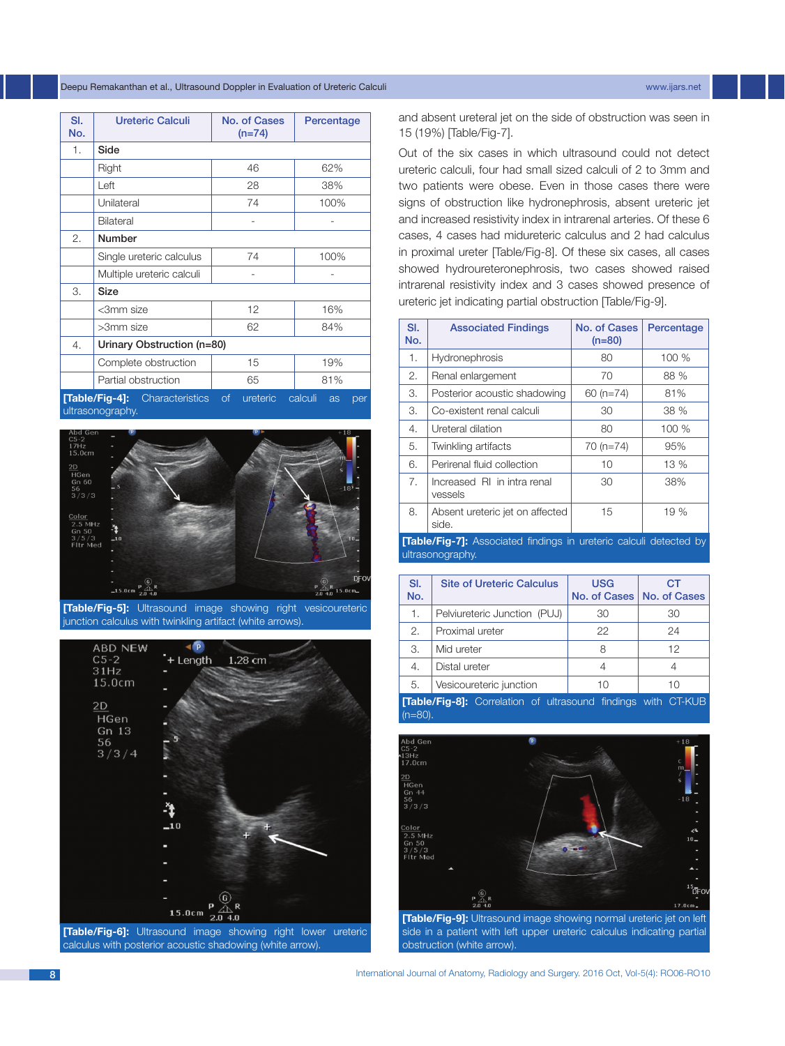| Sl. No. | Ureteric Calculi | No. of Cases (n=74) | Percentage |
|---|---|---|---|
| 1. | **Side** | | |
| | Right | 46 | 62% |
| | Left | 28 | 38% |
| | Unilateral | 74 | 100% |
| | Bilateral | - | - |
| 2. | **Number** | | |
| | Single ureteric calculus | 74 | 100% |
| | Multiple ureteric calculi | - | - |
| 3. | **Size** | | |
| | <3mm size | 12 | 16% |
| | >3mm size | 62 | 84% |
| 4. | **Urinary Obstruction (n=80)** | | |
| | Complete obstruction | 15 | 19% |
| | Partial obstruction | 65 | 81% |

**[Table/Fig-4]:** Characteristics of ureteric calculi as per ultrasonography.

**[Table/Fig-5]:** Ultrasound image showing right vesicoureteric junction calculus with twinkling artifact (white arrows).

**[Table/Fig-6]:** Ultrasound image showing right lower ureteric calculus with posterior acoustic shadowing (white arrow).

and absent ureteral jet on the side of obstruction was seen in 15 (19%) [Table/Fig-7].

Out of the six cases in which ultrasound could not detect ureteric calculi, four had small sized calculi of 2 to 3mm and two patients were obese. Even in those cases there were signs of obstruction like hydronephrosis, absent ureteric jet and increased resistivity index in intrarenal arteries. Of these 6 cases, 4 cases had midureteric calculus and 2 had calculus in proximal ureter [Table/Fig-8]. Of these six cases, all cases showed hydroureteronephrosis, two cases showed raised intrarenal resistivity index and 3 cases showed presence of ureteric jet indicating partial obstruction [Table/Fig-9].

| Sl. No. | Associated Findings | No. of Cases (n=80) | Percentage |
|---|---|---|---|
| 1. | Hydronephrosis | 80 | 100 % |
| 2. | Renal enlargement | 70 | 88 % |
| 3. | Posterior acoustic shadowing | 60 (n=74) | 81% |
| 3. | Co-existent renal calculi | 30 | 38 % |
| 4. | Ureteral dilation | 80 | 100 % |
| 5. | Twinkling artifacts | 70 (n=74) | 95% |
| 6. | Perirenal fluid collection | 10 | 13 % |
| 7. | Increased RI in intra renal vessels | 30 | 38% |
| 8. | Absent ureteric jet on affected side. | 15 | 19 % |

**[Table/Fig-7]:** Associated findings in ureteric calculi detected by ultrasonography.

| Sl. No. | Site of Ureteric Calculus | USG No. of Cases | CT No. of Cases |
|---|---|---|---|
| 1. | Pelviureteric Junction (PUJ) | 30 | 30 |
| 2. | Proximal ureter | 22 | 24 |
| 3. | Mid ureter | 8 | 12 |
| 4. | Distal ureter | 4 | 4 |
| 5. | Vesicoureteric junction | 10 | 10 |

**[Table/Fig-8]:** Correlation of ultrasound findings with CT-KUB (n=80).

**[Table/Fig-9]:** Ultrasound image showing normal ureteric jet on left side in a patient with left upper ureteric calculus indicating partial obstruction (white arrow).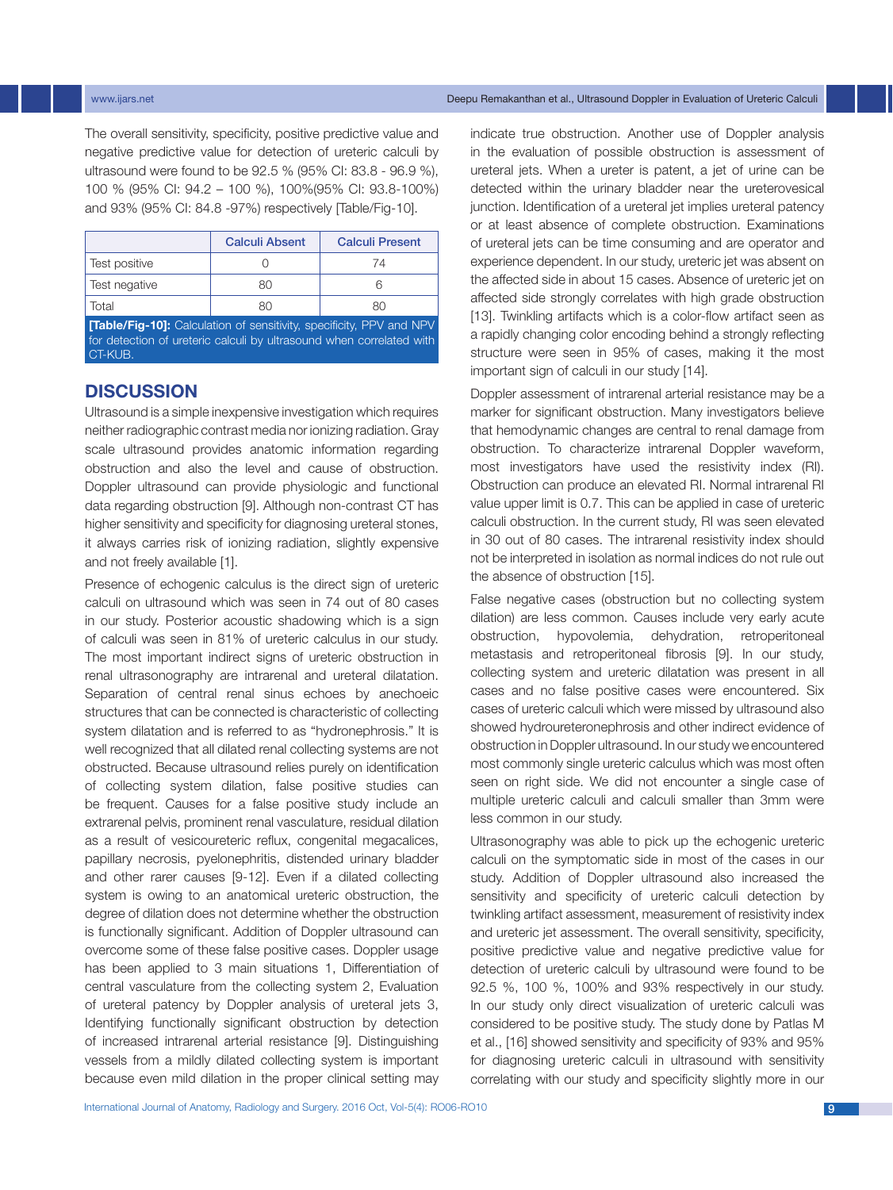The overall sensitivity, specificity, positive predictive value and negative predictive value for detection of ureteric calculi by ultrasound were found to be 92.5 % (95% CI: 83.8 - 96.9 %), 100 % (95% CI: 94.2 – 100 %), 100%(95% CI: 93.8-100%) and 93% (95% CI: 84.8 -97%) respectively [Table/Fig-10].

| | Calculi Absent | Calculi Present |
|---|---|---|
| Test positive | 0 | 74 |
| Test negative | 80 | 6 |
| Total | 80 | 80 |

**[Table/Fig-10]:** Calculation of sensitivity, specificity, PPV and NPV for detection of ureteric calculi by ultrasound when correlated with CT-KUB.

## DISCUSSION

Ultrasound is a simple inexpensive investigation which requires neither radiographic contrast media nor ionizing radiation. Gray scale ultrasound provides anatomic information regarding obstruction and also the level and cause of obstruction. Doppler ultrasound can provide physiologic and functional data regarding obstruction [9]. Although non-contrast CT has higher sensitivity and specificity for diagnosing ureteral stones, it always carries risk of ionizing radiation, slightly expensive and not freely available [1].

Presence of echogenic calculus is the direct sign of ureteric calculi on ultrasound which was seen in 74 out of 80 cases in our study. Posterior acoustic shadowing which is a sign of calculi was seen in 81% of ureteric calculus in our study. The most important indirect signs of ureteric obstruction in renal ultrasonography are intrarenal and ureteral dilatation. Separation of central renal sinus echoes by anechoeic structures that can be connected is characteristic of collecting system dilatation and is referred to as "hydronephrosis." It is well recognized that all dilated renal collecting systems are not obstructed. Because ultrasound relies purely on identification of collecting system dilation, false positive studies can be frequent. Causes for a false positive study include an extrarenal pelvis, prominent renal vasculature, residual dilation as a result of vesicoureteric reflux, congenital megacalices, papillary necrosis, pyelonephritis, distended urinary bladder and other rarer causes [9-12]. Even if a dilated collecting system is owing to an anatomical ureteric obstruction, the degree of dilation does not determine whether the obstruction is functionally significant. Addition of Doppler ultrasound can overcome some of these false positive cases. Doppler usage has been applied to 3 main situations 1, Differentiation of central vasculature from the collecting system 2, Evaluation of ureteral patency by Doppler analysis of ureteral jets 3, Identifying functionally significant obstruction by detection of increased intrarenal arterial resistance [9]. Distinguishing vessels from a mildly dilated collecting system is important because even mild dilation in the proper clinical setting may indicate true obstruction. Another use of Doppler analysis in the evaluation of possible obstruction is assessment of ureteral jets. When a ureter is patent, a jet of urine can be detected within the urinary bladder near the ureterovesical junction. Identification of a ureteral jet implies ureteral patency or at least absence of complete obstruction. Examinations of ureteral jets can be time consuming and are operator and experience dependent. In our study, ureteric jet was absent on the affected side in about 15 cases. Absence of ureteric jet on affected side strongly correlates with high grade obstruction [13]. Twinkling artifacts which is a color-flow artifact seen as a rapidly changing color encoding behind a strongly reflecting structure were seen in 95% of cases, making it the most important sign of calculi in our study [14].

Doppler assessment of intrarenal arterial resistance may be a marker for significant obstruction. Many investigators believe that hemodynamic changes are central to renal damage from obstruction. To characterize intrarenal Doppler waveform, most investigators have used the resistivity index (RI). Obstruction can produce an elevated RI. Normal intrarenal RI value upper limit is 0.7. This can be applied in case of ureteric calculi obstruction. In the current study, RI was seen elevated in 30 out of 80 cases. The intrarenal resistivity index should not be interpreted in isolation as normal indices do not rule out the absence of obstruction [15].

False negative cases (obstruction but no collecting system dilation) are less common. Causes include very early acute obstruction, hypovolemia, dehydration, retroperitoneal metastasis and retroperitoneal fibrosis [9]. In our study, collecting system and ureteric dilatation was present in all cases and no false positive cases were encountered. Six cases of ureteric calculi which were missed by ultrasound also showed hydroureteronephrosis and other indirect evidence of obstruction in Doppler ultrasound. In our study we encountered most commonly single ureteric calculus which was most often seen on right side. We did not encounter a single case of multiple ureteric calculi and calculi smaller than 3mm were less common in our study.

Ultrasonography was able to pick up the echogenic ureteric calculi on the symptomatic side in most of the cases in our study. Addition of Doppler ultrasound also increased the sensitivity and specificity of ureteric calculi detection by twinkling artifact assessment, measurement of resistivity index and ureteric jet assessment. The overall sensitivity, specificity, positive predictive value and negative predictive value for detection of ureteric calculi by ultrasound were found to be 92.5 %, 100 %, 100% and 93% respectively in our study. In our study only direct visualization of ureteric calculi was considered to be positive study. The study done by Patlas M et al., [16] showed sensitivity and specificity of 93% and 95% for diagnosing ureteric calculi in ultrasound with sensitivity correlating with our study and specificity slightly more in our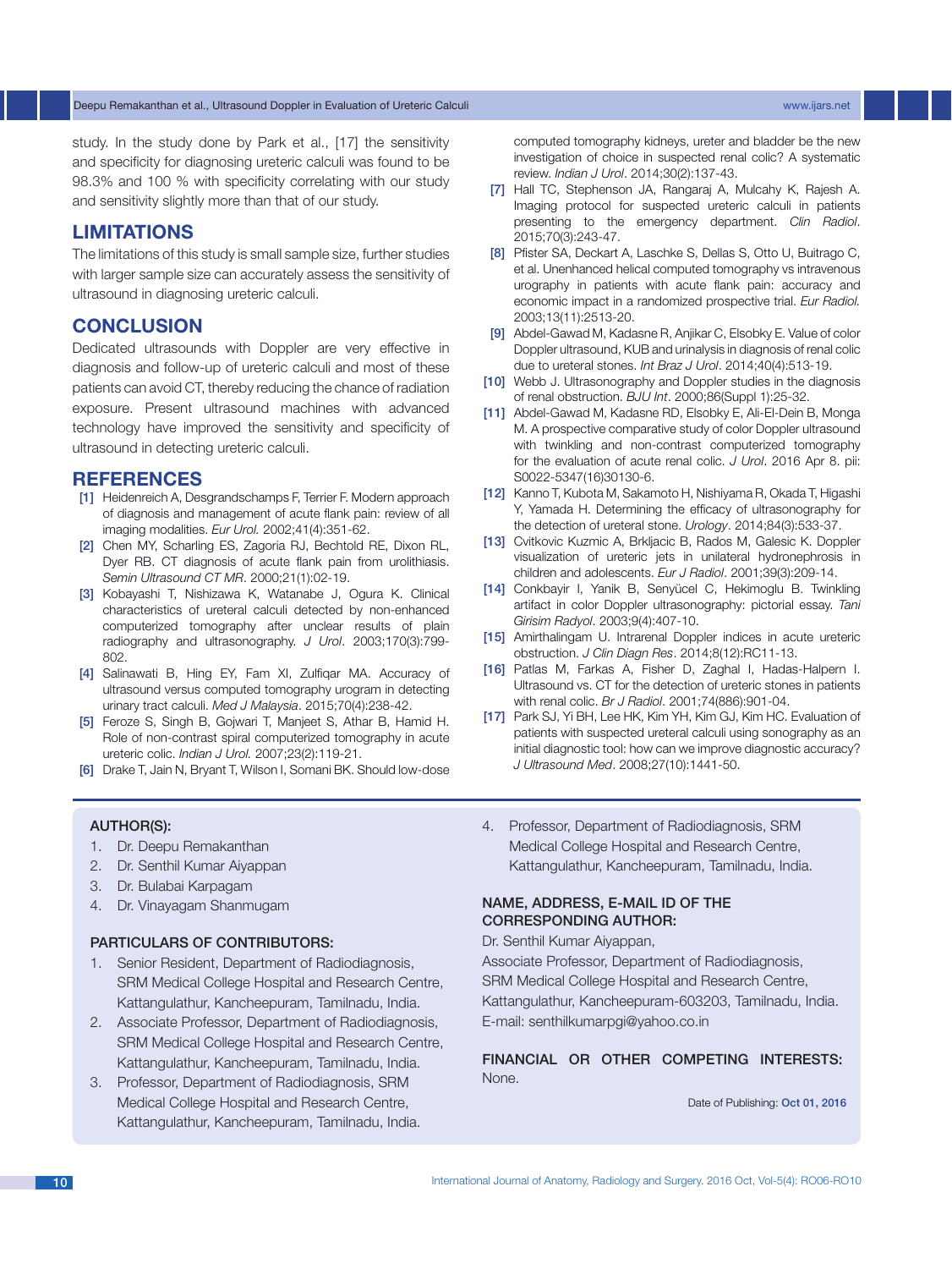study. In the study done by Park et al., [17] the sensitivity and specificity for diagnosing ureteric calculi was found to be 98.3% and 100 % with specificity correlating with our study and sensitivity slightly more than that of our study.

## LIMITATIONS

The limitations of this study is small sample size, further studies with larger sample size can accurately assess the sensitivity of ultrasound in diagnosing ureteric calculi.

## CONCLUSION

Dedicated ultrasounds with Doppler are very effective in diagnosis and follow-up of ureteric calculi and most of these patients can avoid CT, thereby reducing the chance of radiation exposure. Present ultrasound machines with advanced technology have improved the sensitivity and specificity of ultrasound in detecting ureteric calculi.

## REFERENCES

[1] Heidenreich A, Desgrandschamps F, Terrier F. Modern approach of diagnosis and management of acute flank pain: review of all imaging modalities. *Eur Urol.* 2002;41(4):351-62.

[2] Chen MY, Scharling ES, Zagoria RJ, Bechtold RE, Dixon RL, Dyer RB. CT diagnosis of acute flank pain from urolithiasis. *Semin Ultrasound CT MR*. 2000;21(1):02-19.

[3] Kobayashi T, Nishizawa K, Watanabe J, Ogura K. Clinical characteristics of ureteral calculi detected by non-enhanced computerized tomography after unclear results of plain radiography and ultrasonography. *J Urol*. 2003;170(3):799-802.

[4] Salinawati B, Hing EY, Fam XI, Zulfiqar MA. Accuracy of ultrasound versus computed tomography urogram in detecting urinary tract calculi. *Med J Malaysia*. 2015;70(4):238-42.

[5] Feroze S, Singh B, Gojwari T, Manjeet S, Athar B, Hamid H. Role of non-contrast spiral computerized tomography in acute ureteric colic. *Indian J Urol.* 2007;23(2):119-21.

[6] Drake T, Jain N, Bryant T, Wilson I, Somani BK. Should low-dose computed tomography kidneys, ureter and bladder be the new investigation of choice in suspected renal colic? A systematic review. *Indian J Urol*. 2014;30(2):137-43.

[7] Hall TC, Stephenson JA, Rangaraj A, Mulcahy K, Rajesh A. Imaging protocol for suspected ureteric calculi in patients presenting to the emergency department. *Clin Radiol*. 2015;70(3):243-47.

[8] Pfister SA, Deckart A, Laschke S, Dellas S, Otto U, Buitrago C, et al. Unenhanced helical computed tomography vs intravenous urography in patients with acute flank pain: accuracy and economic impact in a randomized prospective trial. *Eur Radiol.* 2003;13(11):2513-20.

[9] Abdel-Gawad M, Kadasne R, Anjikar C, Elsobky E. Value of color Doppler ultrasound, KUB and urinalysis in diagnosis of renal colic due to ureteral stones. *Int Braz J Urol*. 2014;40(4):513-19.

[10] Webb J. Ultrasonography and Doppler studies in the diagnosis of renal obstruction. *BJU Int*. 2000;86(Suppl 1):25-32.

[11] Abdel-Gawad M, Kadasne RD, Elsobky E, Ali-El-Dein B, Monga M. A prospective comparative study of color Doppler ultrasound with twinkling and non-contrast computerized tomography for the evaluation of acute renal colic. *J Urol*. 2016 Apr 8. pii: S0022-5347(16)30130-6.

[12] Kanno T, Kubota M, Sakamoto H, Nishiyama R, Okada T, Higashi Y, Yamada H. Determining the efficacy of ultrasonography for the detection of ureteral stone. *Urology*. 2014;84(3):533-37.

[13] Cvitkovic Kuzmic A, Brkljacic B, Rados M, Galesic K. Doppler visualization of ureteric jets in unilateral hydronephrosis in children and adolescents. *Eur J Radiol*. 2001;39(3):209-14.

[14] Conkbayir I, Yanik B, Senyücel C, Hekimoglu B. Twinkling artifact in color Doppler ultrasonography: pictorial essay. *Tani Girisim Radyol*. 2003;9(4):407-10.

[15] Amirthalingam U. Intrarenal Doppler indices in acute ureteric obstruction. *J Clin Diagn Res*. 2014;8(12):RC11-13.

[16] Patlas M, Farkas A, Fisher D, Zaghal I, Hadas-Halpern I. Ultrasound vs. CT for the detection of ureteric stones in patients with renal colic. *Br J Radiol*. 2001;74(886):901-04.

[17] Park SJ, Yi BH, Lee HK, Kim YH, Kim GJ, Kim HC. Evaluation of patients with suspected ureteral calculi using sonography as an initial diagnostic tool: how can we improve diagnostic accuracy? *J Ultrasound Med*. 2008;27(10):1441-50.

---

**AUTHOR(S):**

1. Dr. Deepu Remakanthan
2. Dr. Senthil Kumar Aiyappan
3. Dr. Bulabai Karpagam
4. Dr. Vinayagam Shanmugam

**PARTICULARS OF CONTRIBUTORS:**

1. Senior Resident, Department of Radiodiagnosis, SRM Medical College Hospital and Research Centre, Kattangulathur, Kancheepuram, Tamilnadu, India.
2. Associate Professor, Department of Radiodiagnosis, SRM Medical College Hospital and Research Centre, Kattangulathur, Kancheepuram, Tamilnadu, India.
3. Professor, Department of Radiodiagnosis, SRM Medical College Hospital and Research Centre, Kattangulathur, Kancheepuram, Tamilnadu, India.
4. Professor, Department of Radiodiagnosis, SRM Medical College Hospital and Research Centre, Kattangulathur, Kancheepuram, Tamilnadu, India.

**NAME, ADDRESS, E-MAIL ID OF THE CORRESPONDING AUTHOR:**

Dr. Senthil Kumar Aiyappan,
Associate Professor, Department of Radiodiagnosis,
SRM Medical College Hospital and Research Centre,
Kattangulathur, Kancheepuram-603203, Tamilnadu, India.
E-mail: senthilkumarpgi@yahoo.co.in

**FINANCIAL OR OTHER COMPETING INTERESTS:** None.

Date of Publishing: **Oct 01, 2016**